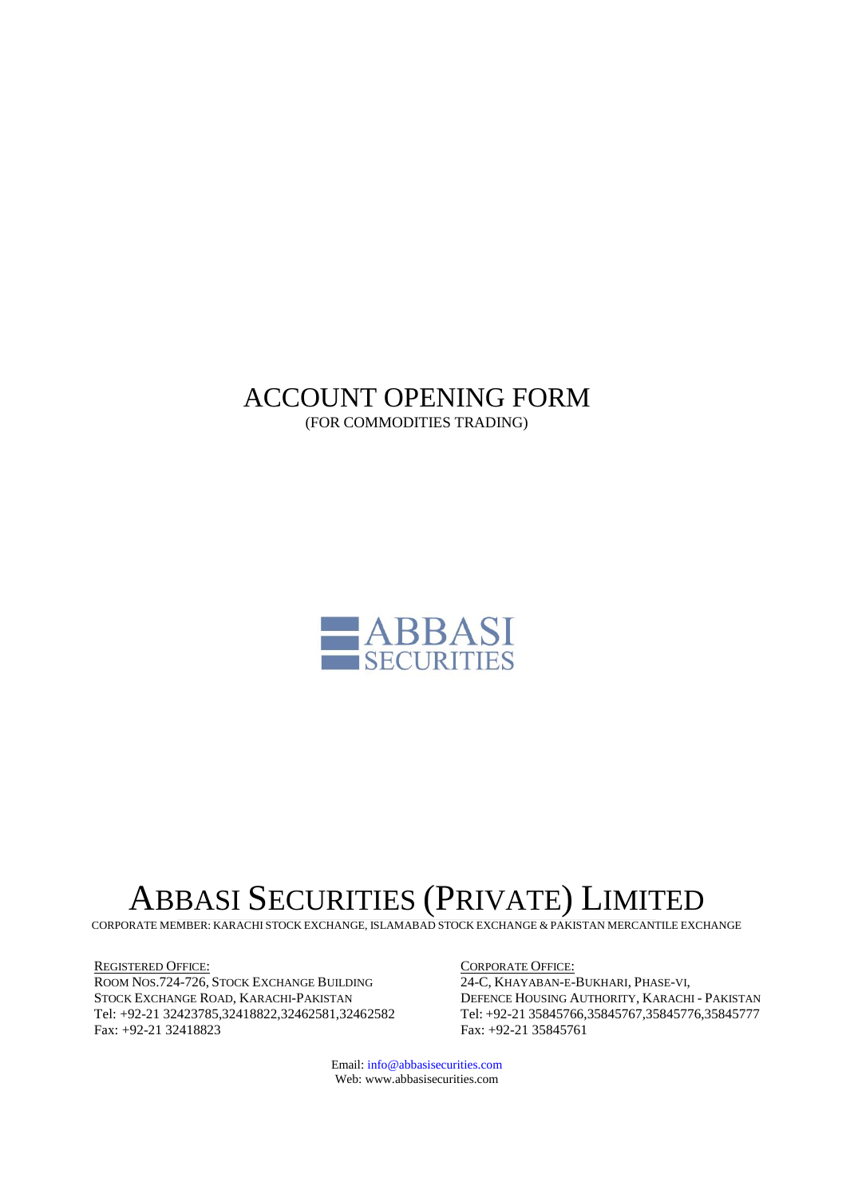# ACCOUNT OPENING FORM

(FOR COMMODITIES TRADING)

ABBASI
SECURITIES

# ABBASI SECURITIES (PRIVATE) LIMITED

CORPORATE MEMBER: KARACHI STOCK EXCHANGE, ISLAMABAD STOCK EXCHANGE & PAKISTAN MERCANTILE EXCHANGE

REGISTERED OFFICE:
ROOM NOS.724-726, STOCK EXCHANGE BUILDING
STOCK EXCHANGE ROAD, KARACHI-PAKISTAN
Tel: +92-21 32423785,32418822,32462581,32462582
Fax: +92-21 32418823

CORPORATE OFFICE:
24-C, KHAYABAN-E-BUKHARI, PHASE-VI,
DEFENCE HOUSING AUTHORITY, KARACHI - PAKISTAN
Tel: +92-21 35845766,35845767,35845776,35845777
Fax: +92-21 35845761

Email: info@abbasisecurities.com
Web: www.abbasisecurities.com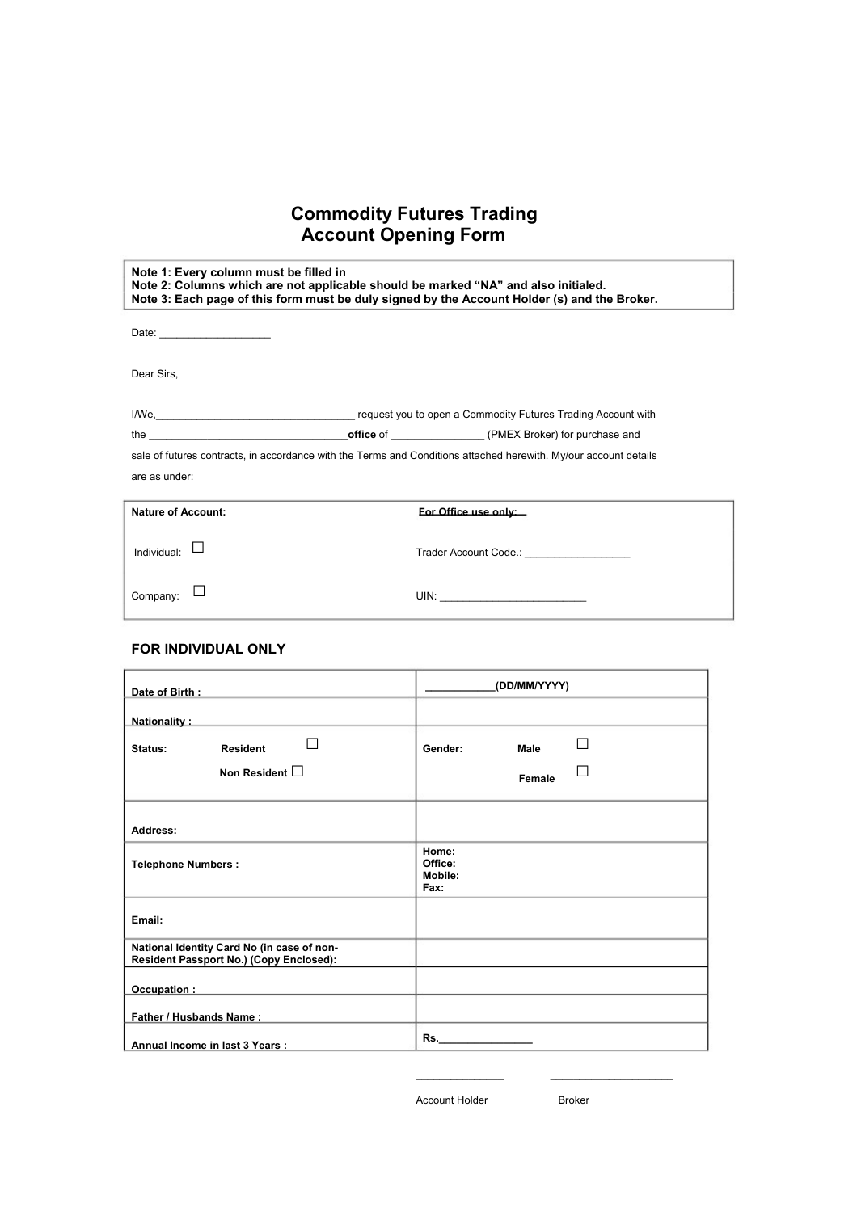# Commodity Futures Trading Account Opening Form

**Note 1: Every column must be filled in**
**Note 2: Columns which are not applicable should be marked "NA" and also initialed.**
**Note 3: Each page of this form must be duly signed by the Account Holder (s) and the Broker.**

Date: ___________________

Dear Sirs,

I/We,__________________________________ request you to open a Commodity Futures Trading Account with the **__________________________________office** of _______________ (PMEX Broker) for purchase and sale of futures contracts, in accordance with the Terms and Conditions attached herewith. My/our account details are as under:

| **Nature of Account:** | **For Office use only:** |
|---|---|
| Individual: ☐ | Trader Account Code.: __________________ |
| Company: ☐ | UIN: _________________________ |

### FOR INDIVIDUAL ONLY

| | |
|---|---|
| **Date of Birth :** | **___________(DD/MM/YYYY)** |
| **Nationality :** | |
| **Status:** **Resident** ☐ **Non Resident** ☐ | **Gender:** **Male** ☐ **Female** ☐ |
| **Address:** | |
| **Telephone Numbers :** | **Home:** **Office:** **Mobile:** **Fax:** |
| **Email:** | |
| **National Identity Card No (in case of non-Resident Passport No.) (Copy Enclosed):** | |
| **Occupation :** | |
| **Father / Husbands Name :** | |
| **Annual Income in last 3 Years :** | **Rs.________________** |

_______________ _____________________

Account Holder Broker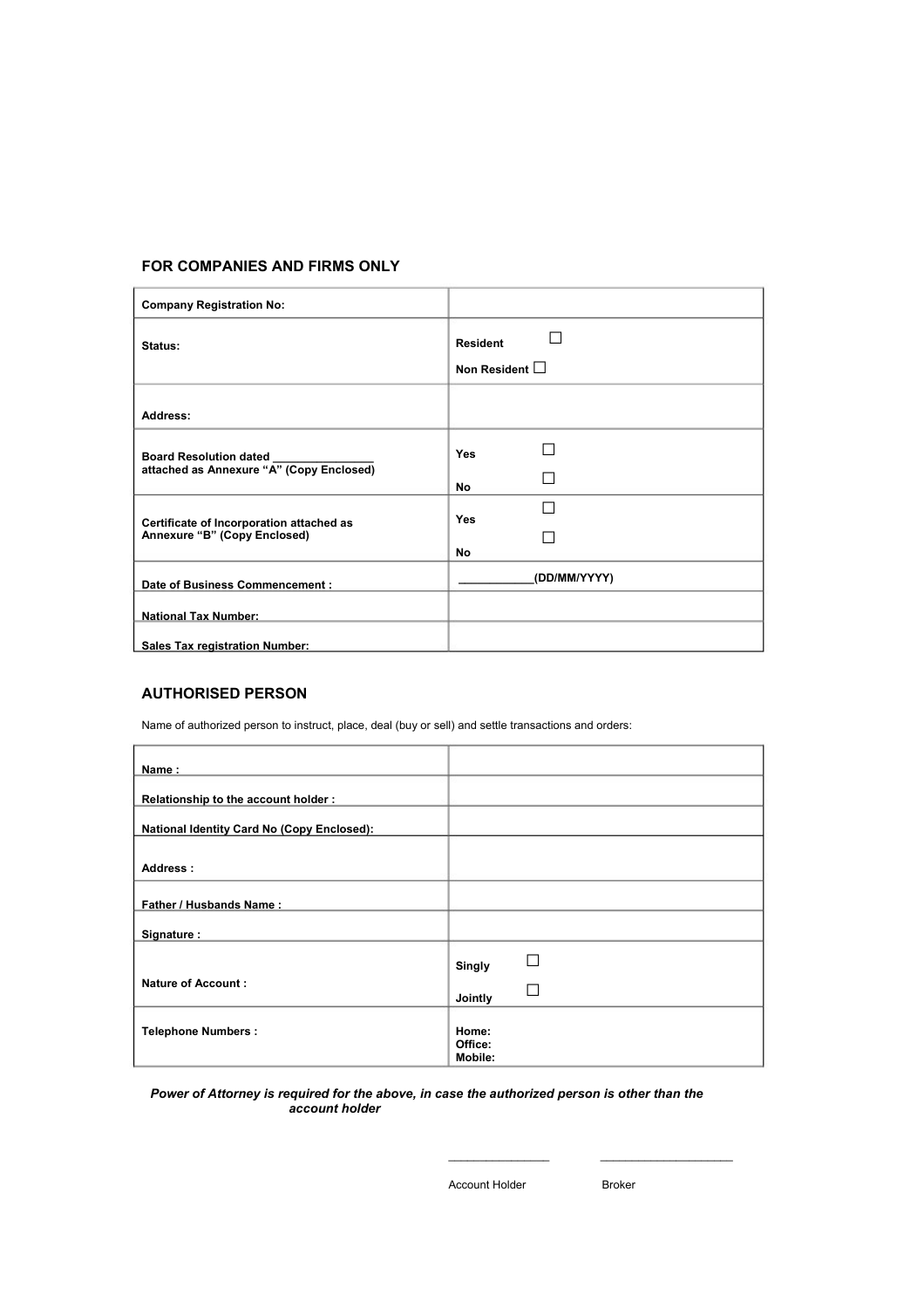## FOR COMPANIES AND FIRMS ONLY

| | |
|---|---|
| **Company Registration No:** | |
| **Status:** | **Resident** ☐<br>**Non Resident** ☐ |
| **Address:** | |
| **Board Resolution dated ________________ attached as Annexure "A" (Copy Enclosed)** | **Yes** ☐<br>**No** ☐ |
| **Certificate of Incorporation attached as Annexure "B" (Copy Enclosed)** | **Yes** ☐<br>**No** ☐ |
| **Date of Business Commencement :** | **____________(DD/MM/YYYY)** |
| **National Tax Number:** | |
| **Sales Tax registration Number:** | |

## AUTHORISED PERSON

Name of authorized person to instruct, place, deal (buy or sell) and settle transactions and orders:

| | |
|---|---|
| **Name :** | |
| **Relationship to the account holder :** | |
| **National Identity Card No (Copy Enclosed):** | |
| **Address :** | |
| **Father / Husbands Name :** | |
| **Signature :** | |
| **Nature of Account :** | **Singly** ☐<br>**Jointly** ☐ |
| **Telephone Numbers :** | **Home:**<br>**Office:**<br>**Mobile:** |

***Power of Attorney is required for the above, in case the authorized person is other than the account holder***

________________ ____________________

Account Holder Broker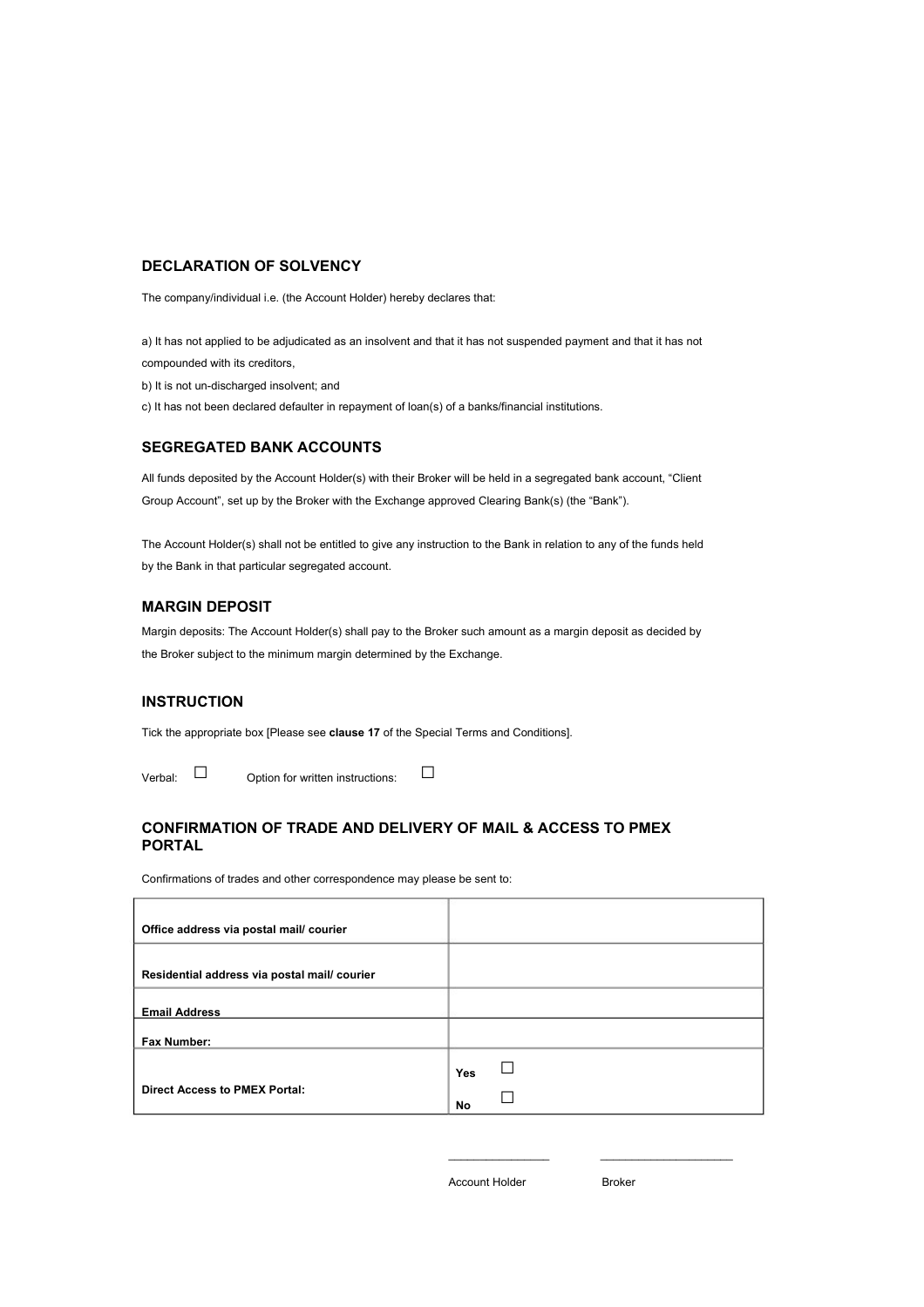## DECLARATION OF SOLVENCY

The company/individual i.e. (the Account Holder) hereby declares that:

a) It has not applied to be adjudicated as an insolvent and that it has not suspended payment and that it has not compounded with its creditors,

b) It is not un-discharged insolvent; and

c) It has not been declared defaulter in repayment of loan(s) of a banks/financial institutions.

## SEGREGATED BANK ACCOUNTS

All funds deposited by the Account Holder(s) with their Broker will be held in a segregated bank account, "Client Group Account", set up by the Broker with the Exchange approved Clearing Bank(s) (the "Bank").

The Account Holder(s) shall not be entitled to give any instruction to the Bank in relation to any of the funds held by the Bank in that particular segregated account.

## MARGIN DEPOSIT

Margin deposits: The Account Holder(s) shall pay to the Broker such amount as a margin deposit as decided by the Broker subject to the minimum margin determined by the Exchange.

## INSTRUCTION

Tick the appropriate box [Please see **clause 17** of the Special Terms and Conditions].

Verbal: ☐ Option for written instructions: ☐

## CONFIRMATION OF TRADE AND DELIVERY OF MAIL & ACCESS TO PMEX PORTAL

Confirmations of trades and other correspondence may please be sent to:

| | |
|---|---|
| **Office address via postal mail/ courier** | |
| **Residential address via postal mail/ courier** | |
| **Email Address** | |
| **Fax Number:** | |
| **Direct Access to PMEX Portal:** | **Yes** ☐ **No** ☐ |

\_\_\_\_\_\_\_\_\_\_\_\_\_\_\_\_ \_\_\_\_\_\_\_\_\_\_\_\_\_\_\_\_\_\_\_\_

Account Holder Broker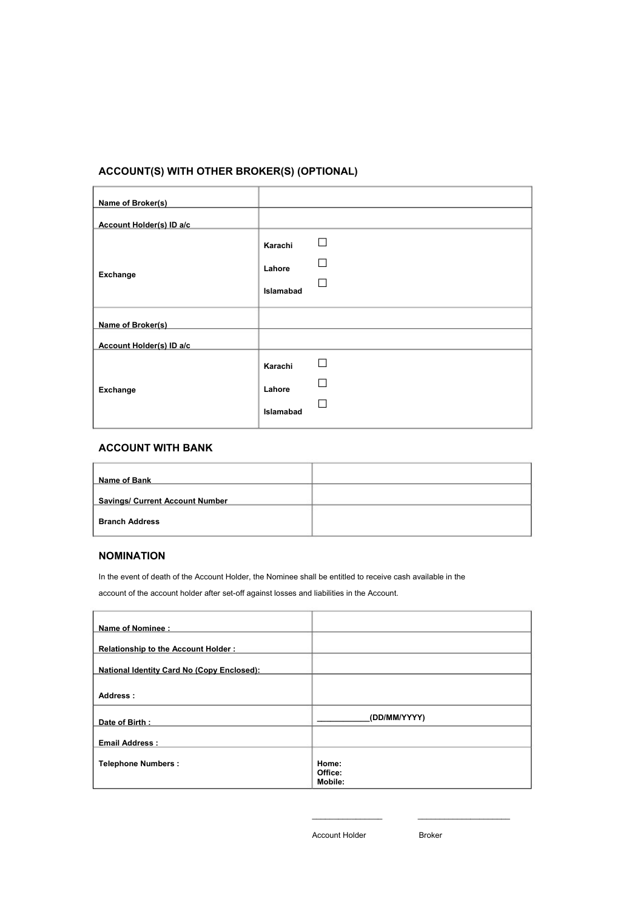## ACCOUNT(S) WITH OTHER BROKER(S) (OPTIONAL)

| | |
|---|---|
| **Name of Broker(s)** | |
| **Account Holder(s) ID a/c** | |
| **Exchange** | **Karachi** ☐<br>**Lahore** ☐<br>**Islamabad** ☐ |
| **Name of Broker(s)** | |
| **Account Holder(s) ID a/c** | |
| **Exchange** | **Karachi** ☐<br>**Lahore** ☐<br>**Islamabad** ☐ |

## ACCOUNT WITH BANK

| | |
|---|---|
| **Name of Bank** | |
| **Savings/ Current Account Number** | |
| **Branch Address** | |

## NOMINATION

In the event of death of the Account Holder, the Nominee shall be entitled to receive cash available in the account of the account holder after set-off against losses and liabilities in the Account.

| | |
|---|---|
| **Name of Nominee :** | |
| **Relationship to the Account Holder :** | |
| **National Identity Card No (Copy Enclosed):** | |
| **Address :** | |
| **Date of Birth :** | **____________(DD/MM/YYYY)** |
| **Email Address :** | |
| **Telephone Numbers :** | **Home:**<br>**Office:**<br>**Mobile:** |

________________ ____________________

Account Holder Broker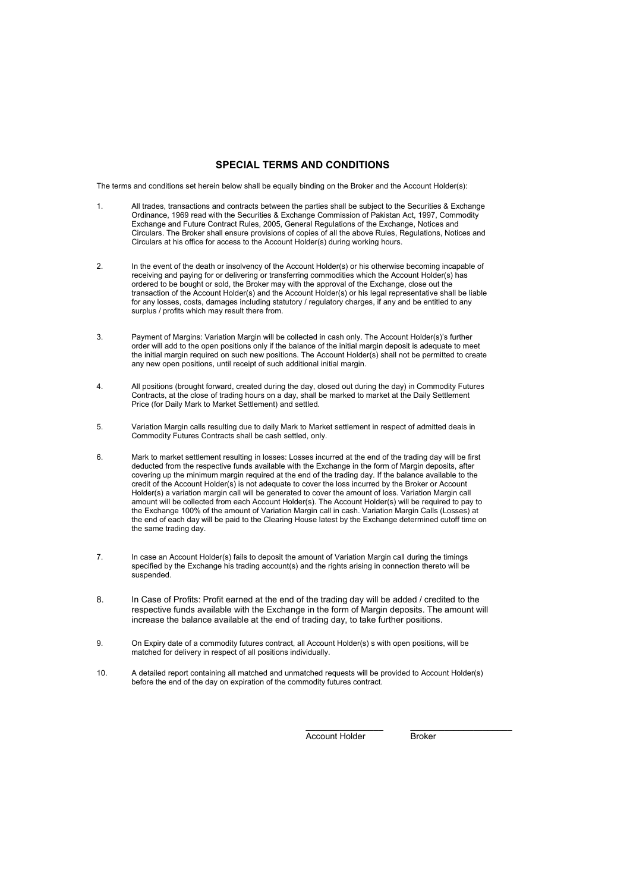## SPECIAL TERMS AND CONDITIONS

The terms and conditions set herein below shall be equally binding on the Broker and the Account Holder(s):

1. All trades, transactions and contracts between the parties shall be subject to the Securities & Exchange Ordinance, 1969 read with the Securities & Exchange Commission of Pakistan Act, 1997, Commodity Exchange and Future Contract Rules, 2005, General Regulations of the Exchange, Notices and Circulars. The Broker shall ensure provisions of copies of all the above Rules, Regulations, Notices and Circulars at his office for access to the Account Holder(s) during working hours.

2. In the event of the death or insolvency of the Account Holder(s) or his otherwise becoming incapable of receiving and paying for or delivering or transferring commodities which the Account Holder(s) has ordered to be bought or sold, the Broker may with the approval of the Exchange, close out the transaction of the Account Holder(s) and the Account Holder(s) or his legal representative shall be liable for any losses, costs, damages including statutory / regulatory charges, if any and be entitled to any surplus / profits which may result there from.

3. Payment of Margins: Variation Margin will be collected in cash only. The Account Holder(s)'s further order will add to the open positions only if the balance of the initial margin deposit is adequate to meet the initial margin required on such new positions. The Account Holder(s) shall not be permitted to create any new open positions, until receipt of such additional initial margin.

4. All positions (brought forward, created during the day, closed out during the day) in Commodity Futures Contracts, at the close of trading hours on a day, shall be marked to market at the Daily Settlement Price (for Daily Mark to Market Settlement) and settled.

5. Variation Margin calls resulting due to daily Mark to Market settlement in respect of admitted deals in Commodity Futures Contracts shall be cash settled, only.

6. Mark to market settlement resulting in losses: Losses incurred at the end of the trading day will be first deducted from the respective funds available with the Exchange in the form of Margin deposits, after covering up the minimum margin required at the end of the trading day. If the balance available to the credit of the Account Holder(s) is not adequate to cover the loss incurred by the Broker or Account Holder(s) a variation margin call will be generated to cover the amount of loss. Variation Margin call amount will be collected from each Account Holder(s). The Account Holder(s) will be required to pay to the Exchange 100% of the amount of Variation Margin call in cash. Variation Margin Calls (Losses) at the end of each day will be paid to the Clearing House latest by the Exchange determined cutoff time on the same trading day.

7. In case an Account Holder(s) fails to deposit the amount of Variation Margin call during the timings specified by the Exchange his trading account(s) and the rights arising in connection thereto will be suspended.

8. In Case of Profits: Profit earned at the end of the trading day will be added / credited to the respective funds available with the Exchange in the form of Margin deposits. The amount will increase the balance available at the end of trading day, to take further positions.

9. On Expiry date of a commodity futures contract, all Account Holder(s) s with open positions, will be matched for delivery in respect of all positions individually.

10. A detailed report containing all matched and unmatched requests will be provided to Account Holder(s) before the end of the day on expiration of the commodity futures contract.

\_\_\_\_\_\_\_\_\_\_\_\_\_\_\_\_ \_\_\_\_\_\_\_\_\_\_\_\_\_\_\_\_\_\_\_\_

Account Holder Broker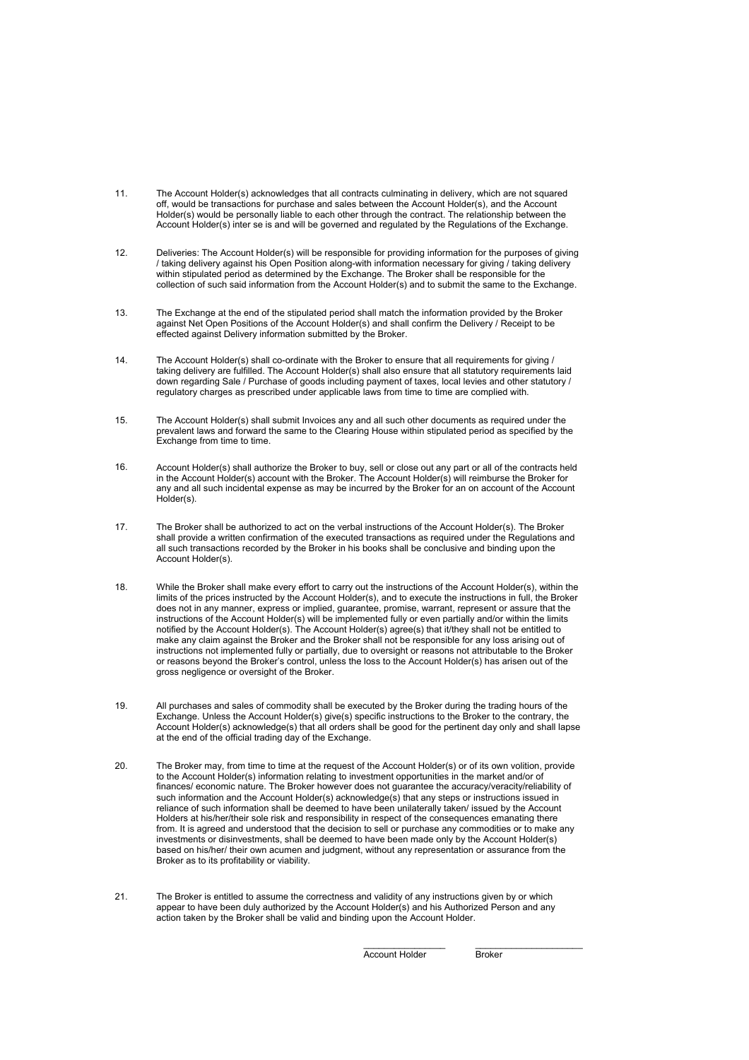11. The Account Holder(s) acknowledges that all contracts culminating in delivery, which are not squared off, would be transactions for purchase and sales between the Account Holder(s), and the Account Holder(s) would be personally liable to each other through the contract. The relationship between the Account Holder(s) inter se is and will be governed and regulated by the Regulations of the Exchange.

12. Deliveries: The Account Holder(s) will be responsible for providing information for the purposes of giving / taking delivery against his Open Position along-with information necessary for giving / taking delivery within stipulated period as determined by the Exchange. The Broker shall be responsible for the collection of such said information from the Account Holder(s) and to submit the same to the Exchange.

13. The Exchange at the end of the stipulated period shall match the information provided by the Broker against Net Open Positions of the Account Holder(s) and shall confirm the Delivery / Receipt to be effected against Delivery information submitted by the Broker.

14. The Account Holder(s) shall co-ordinate with the Broker to ensure that all requirements for giving / taking delivery are fulfilled. The Account Holder(s) shall also ensure that all statutory requirements laid down regarding Sale / Purchase of goods including payment of taxes, local levies and other statutory / regulatory charges as prescribed under applicable laws from time to time are complied with.

15. The Account Holder(s) shall submit Invoices any and all such other documents as required under the prevalent laws and forward the same to the Clearing House within stipulated period as specified by the Exchange from time to time.

16. Account Holder(s) shall authorize the Broker to buy, sell or close out any part or all of the contracts held in the Account Holder(s) account with the Broker. The Account Holder(s) will reimburse the Broker for any and all such incidental expense as may be incurred by the Broker for an on account of the Account Holder(s).

17. The Broker shall be authorized to act on the verbal instructions of the Account Holder(s). The Broker shall provide a written confirmation of the executed transactions as required under the Regulations and all such transactions recorded by the Broker in his books shall be conclusive and binding upon the Account Holder(s).

18. While the Broker shall make every effort to carry out the instructions of the Account Holder(s), within the limits of the prices instructed by the Account Holder(s), and to execute the instructions in full, the Broker does not in any manner, express or implied, guarantee, promise, warrant, represent or assure that the instructions of the Account Holder(s) will be implemented fully or even partially and/or within the limits notified by the Account Holder(s). The Account Holder(s) agree(s) that it/they shall not be entitled to make any claim against the Broker and the Broker shall not be responsible for any loss arising out of instructions not implemented fully or partially, due to oversight or reasons not attributable to the Broker or reasons beyond the Broker's control, unless the loss to the Account Holder(s) has arisen out of the gross negligence or oversight of the Broker.

19. All purchases and sales of commodity shall be executed by the Broker during the trading hours of the Exchange. Unless the Account Holder(s) give(s) specific instructions to the Broker to the contrary, the Account Holder(s) acknowledge(s) that all orders shall be good for the pertinent day only and shall lapse at the end of the official trading day of the Exchange.

20. The Broker may, from time to time at the request of the Account Holder(s) or of its own volition, provide to the Account Holder(s) information relating to investment opportunities in the market and/or of finances/ economic nature. The Broker however does not guarantee the accuracy/veracity/reliability of such information and the Account Holder(s) acknowledge(s) that any steps or instructions issued in reliance of such information shall be deemed to have been unilaterally taken/ issued by the Account Holders at his/her/their sole risk and responsibility in respect of the consequences emanating there from. It is agreed and understood that the decision to sell or purchase any commodities or to make any investments or disinvestments, shall be deemed to have been made only by the Account Holder(s) based on his/her/ their own acumen and judgment, without any representation or assurance from the Broker as to its profitability or viability.

21. The Broker is entitled to assume the correctness and validity of any instructions given by or which appear to have been duly authorized by the Account Holder(s) and his Authorized Person and any action taken by the Broker shall be valid and binding upon the Account Holder.

Account Holder ________________ Broker ____________________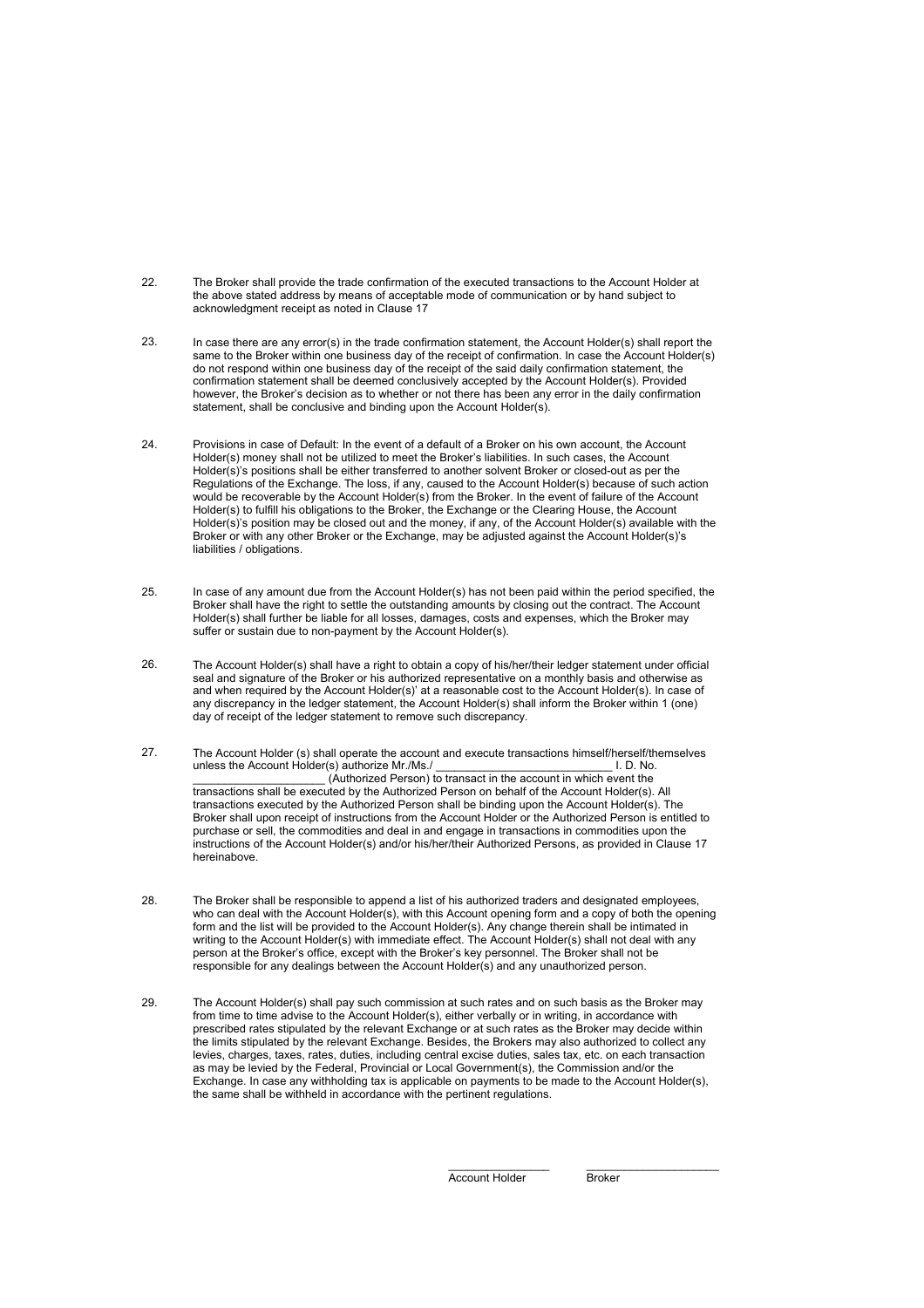22. The Broker shall provide the trade confirmation of the executed transactions to the Account Holder at the above stated address by means of acceptable mode of communication or by hand subject to acknowledgment receipt as noted in Clause 17

23. In case there are any error(s) in the trade confirmation statement, the Account Holder(s) shall report the same to the Broker within one business day of the receipt of confirmation. In case the Account Holder(s) do not respond within one business day of the receipt of the said daily confirmation statement, the confirmation statement shall be deemed conclusively accepted by the Account Holder(s). Provided however, the Broker's decision as to whether or not there has been any error in the daily confirmation statement, shall be conclusive and binding upon the Account Holder(s).

24. Provisions in case of Default: In the event of a default of a Broker on his own account, the Account Holder(s) money shall not be utilized to meet the Broker's liabilities. In such cases, the Account Holder(s)'s positions shall be either transferred to another solvent Broker or closed-out as per the Regulations of the Exchange. The loss, if any, caused to the Account Holder(s) because of such action would be recoverable by the Account Holder(s) from the Broker. In the event of failure of the Account Holder(s) to fulfill his obligations to the Broker, the Exchange or the Clearing House, the Account Holder(s)'s position may be closed out and the money, if any, of the Account Holder(s) available with the Broker or with any other Broker or the Exchange, may be adjusted against the Account Holder(s)'s liabilities / obligations.

25. In case of any amount due from the Account Holder(s) has not been paid within the period specified, the Broker shall have the right to settle the outstanding amounts by closing out the contract. The Account Holder(s) shall further be liable for all losses, damages, costs and expenses, which the Broker may suffer or sustain due to non-payment by the Account Holder(s).

26. The Account Holder(s) shall have a right to obtain a copy of his/her/their ledger statement under official seal and signature of the Broker or his authorized representative on a monthly basis and otherwise as and when required by the Account Holder(s)' at a reasonable cost to the Account Holder(s). In case of any discrepancy in the ledger statement, the Account Holder(s) shall inform the Broker within 1 (one) day of receipt of the ledger statement to remove such discrepancy.

27. The Account Holder (s) shall operate the account and execute transactions himself/herself/themselves unless the Account Holder(s) authorize Mr./Ms./ ____________________________ I. D. No. _____________________ (Authorized Person) to transact in the account in which event the transactions shall be executed by the Authorized Person on behalf of the Account Holder(s). All transactions executed by the Authorized Person shall be binding upon the Account Holder(s). The Broker shall upon receipt of instructions from the Account Holder or the Authorized Person is entitled to purchase or sell, the commodities and deal in and engage in transactions in commodities upon the instructions of the Account Holder(s) and/or his/her/their Authorized Persons, as provided in Clause 17 hereinabove.

28. The Broker shall be responsible to append a list of his authorized traders and designated employees, who can deal with the Account Holder(s), with this Account opening form and a copy of both the opening form and the list will be provided to the Account Holder(s). Any change therein shall be intimated in writing to the Account Holder(s) with immediate effect. The Account Holder(s) shall not deal with any person at the Broker's office, except with the Broker's key personnel. The Broker shall not be responsible for any dealings between the Account Holder(s) and any unauthorized person.

29. The Account Holder(s) shall pay such commission at such rates and on such basis as the Broker may from time to time advise to the Account Holder(s), either verbally or in writing, in accordance with prescribed rates stipulated by the relevant Exchange or at such rates as the Broker may decide within the limits stipulated by the relevant Exchange. Besides, the Brokers may also authorized to collect any levies, charges, taxes, rates, duties, including central excise duties, sales tax, etc. on each transaction as may be levied by the Federal, Provincial or Local Government(s), the Commission and/or the Exchange. In case any withholding tax is applicable on payments to be made to the Account Holder(s), the same shall be withheld in accordance with the pertinent regulations.

________________ &nbsp;&nbsp;&nbsp;&nbsp; ____________________

Account Holder &nbsp;&nbsp;&nbsp;&nbsp; Broker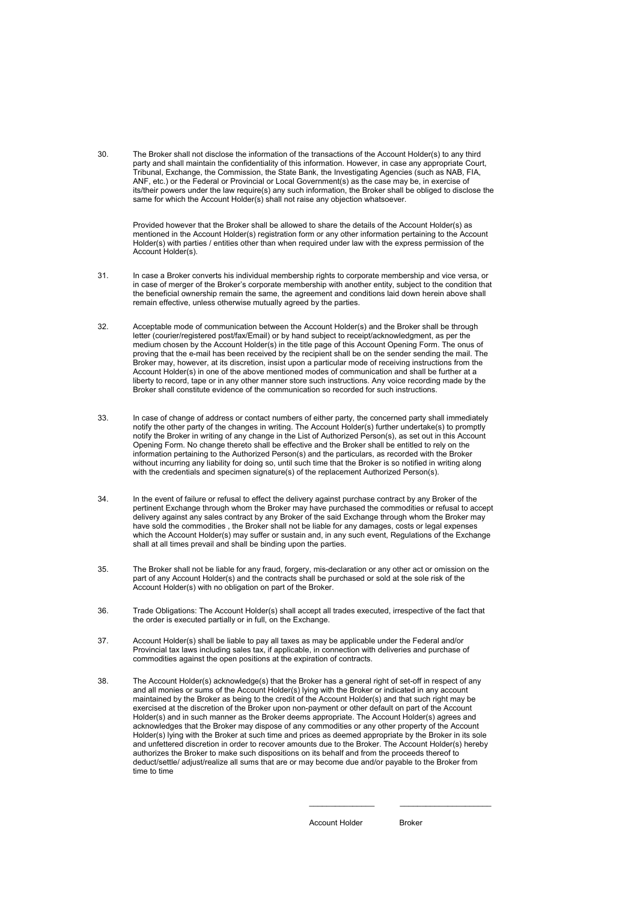30. The Broker shall not disclose the information of the transactions of the Account Holder(s) to any third party and shall maintain the confidentiality of this information. However, in case any appropriate Court, Tribunal, Exchange, the Commission, the State Bank, the Investigating Agencies (such as NAB, FIA, ANF, etc.) or the Federal or Provincial or Local Government(s) as the case may be, in exercise of its/their powers under the law require(s) any such information, the Broker shall be obliged to disclose the same for which the Account Holder(s) shall not raise any objection whatsoever.

    Provided however that the Broker shall be allowed to share the details of the Account Holder(s) as mentioned in the Account Holder(s) registration form or any other information pertaining to the Account Holder(s) with parties / entities other than when required under law with the express permission of the Account Holder(s).

31. In case a Broker converts his individual membership rights to corporate membership and vice versa, or in case of merger of the Broker's corporate membership with another entity, subject to the condition that the beneficial ownership remain the same, the agreement and conditions laid down herein above shall remain effective, unless otherwise mutually agreed by the parties.

32. Acceptable mode of communication between the Account Holder(s) and the Broker shall be through letter (courier/registered post/fax/Email) or by hand subject to receipt/acknowledgment, as per the medium chosen by the Account Holder(s) in the title page of this Account Opening Form. The onus of proving that the e-mail has been received by the recipient shall be on the sender sending the mail. The Broker may, however, at its discretion, insist upon a particular mode of receiving instructions from the Account Holder(s) in one of the above mentioned modes of communication and shall be further at a liberty to record, tape or in any other manner store such instructions. Any voice recording made by the Broker shall constitute evidence of the communication so recorded for such instructions.

33. In case of change of address or contact numbers of either party, the concerned party shall immediately notify the other party of the changes in writing. The Account Holder(s) further undertake(s) to promptly notify the Broker in writing of any change in the List of Authorized Person(s), as set out in this Account Opening Form. No change thereto shall be effective and the Broker shall be entitled to rely on the information pertaining to the Authorized Person(s) and the particulars, as recorded with the Broker without incurring any liability for doing so, until such time that the Broker is so notified in writing along with the credentials and specimen signature(s) of the replacement Authorized Person(s).

34. In the event of failure or refusal to effect the delivery against purchase contract by any Broker of the pertinent Exchange through whom the Broker may have purchased the commodities or refusal to accept delivery against any sales contract by any Broker of the said Exchange through whom the Broker may have sold the commodities , the Broker shall not be liable for any damages, costs or legal expenses which the Account Holder(s) may suffer or sustain and, in any such event, Regulations of the Exchange shall at all times prevail and shall be binding upon the parties.

35. The Broker shall not be liable for any fraud, forgery, mis-declaration or any other act or omission on the part of any Account Holder(s) and the contracts shall be purchased or sold at the sole risk of the Account Holder(s) with no obligation on part of the Broker.

36. Trade Obligations: The Account Holder(s) shall accept all trades executed, irrespective of the fact that the order is executed partially or in full, on the Exchange.

37. Account Holder(s) shall be liable to pay all taxes as may be applicable under the Federal and/or Provincial tax laws including sales tax, if applicable, in connection with deliveries and purchase of commodities against the open positions at the expiration of contracts.

38. The Account Holder(s) acknowledge(s) that the Broker has a general right of set-off in respect of any and all monies or sums of the Account Holder(s) lying with the Broker or indicated in any account maintained by the Broker as being to the credit of the Account Holder(s) and that such right may be exercised at the discretion of the Broker upon non-payment or other default on part of the Account Holder(s) and in such manner as the Broker deems appropriate. The Account Holder(s) agrees and acknowledges that the Broker may dispose of any commodities or any other property of the Account Holder(s) lying with the Broker at such time and prices as deemed appropriate by the Broker in its sole and unfettered discretion in order to recover amounts due to the Broker. The Account Holder(s) hereby authorizes the Broker to make such dispositions on its behalf and from the proceeds thereof to deduct/settle/ adjust/realize all sums that are or may become due and/or payable to the Broker from time to time

_______________ _____________________

Account Holder Broker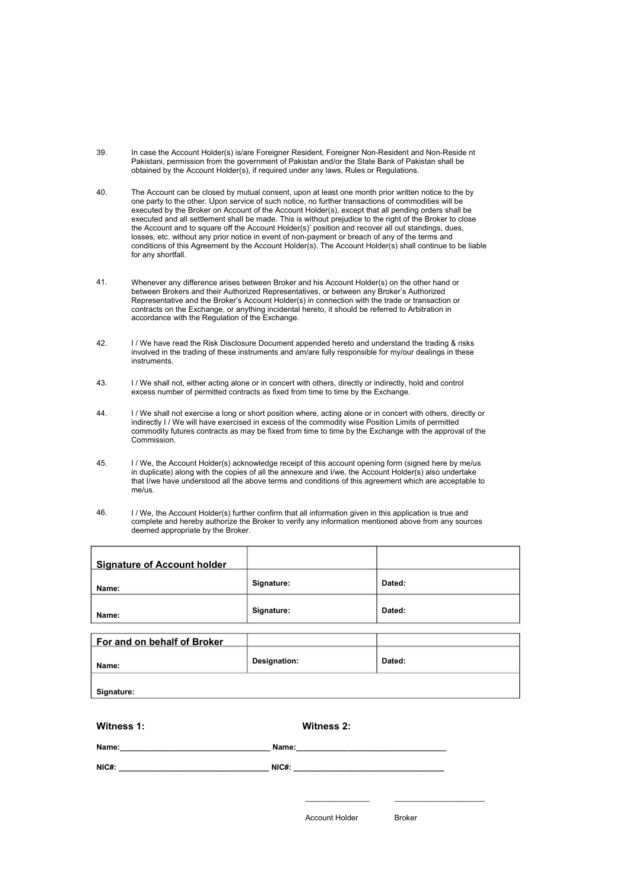39. In case the Account Holder(s) is/are Foreigner Resident, Foreigner Non-Resident and Non-Reside nt Pakistani, permission from the government of Pakistan and/or the State Bank of Pakistan shall be obtained by the Account Holder(s), if required under any laws, Rules or Regulations.

40. The Account can be closed by mutual consent, upon at least one month prior written notice to the by one party to the other. Upon service of such notice, no further transactions of commodities will be executed by the Broker on Account of the Account Holder(s), except that all pending orders shall be executed and all settlement shall be made. This is without prejudice to the right of the Broker to close the Account and to square off the Account Holder(s)' position and recover all out standings, dues, losses, etc. without any prior notice in event of non-payment or breach of any of the terms and conditions of this Agreement by the Account Holder(s). The Account Holder(s) shall continue to be liable for any shortfall.

41. Whenever any difference arises between Broker and his Account Holder(s) on the other hand or between Brokers and their Authorized Representatives, or between any Broker's Authorized Representative and the Broker's Account Holder(s) in connection with the trade or transaction or contracts on the Exchange, or anything incidental hereto, it should be referred to Arbitration in accordance with the Regulation of the Exchange.

42. I / We have read the Risk Disclosure Document appended hereto and understand the trading & risks involved in the trading of these instruments and am/are fully responsible for my/our dealings in these instruments.

43. I / We shall not, either acting alone or in concert with others, directly or indirectly, hold and control excess number of permitted contracts as fixed from time to time by the Exchange.

44. I / We shall not exercise a long or short position where, acting alone or in concert with others, directly or indirectly I / We will have exercised in excess of the commodity wise Position Limits of permitted commodity futures contracts as may be fixed from time to time by the Exchange with the approval of the Commission.

45. I / We, the Account Holder(s) acknowledge receipt of this account opening form (signed here by me/us in duplicate) along with the copies of all the annexure and I/we, the Account Holder(s) also undertake that I/we have understood all the above terms and conditions of this agreement which are acceptable to me/us.

46. I / We, the Account Holder(s) further confirm that all information given in this application is true and complete and hereby authorize the Broker to verify any information mentioned above from any sources deemed appropriate by the Broker.

| **Signature of Account holder** | | |
|---|---|---|
| **Name:** | **Signature:** | **Dated:** |
| **Name:** | **Signature:** | **Dated:** |

| **For and on behalf of Broker** | | |
|---|---|---|
| **Name:** | **Designation:** | **Dated:** |
| **Signature:** | | |

**Witness 1:** **Witness 2:**

**Name:**___________________________________ **Name:**___________________________________

**NIC#:** ___________________________________ **NIC#:** ___________________________________

_______________ _____________________

Account Holder Broker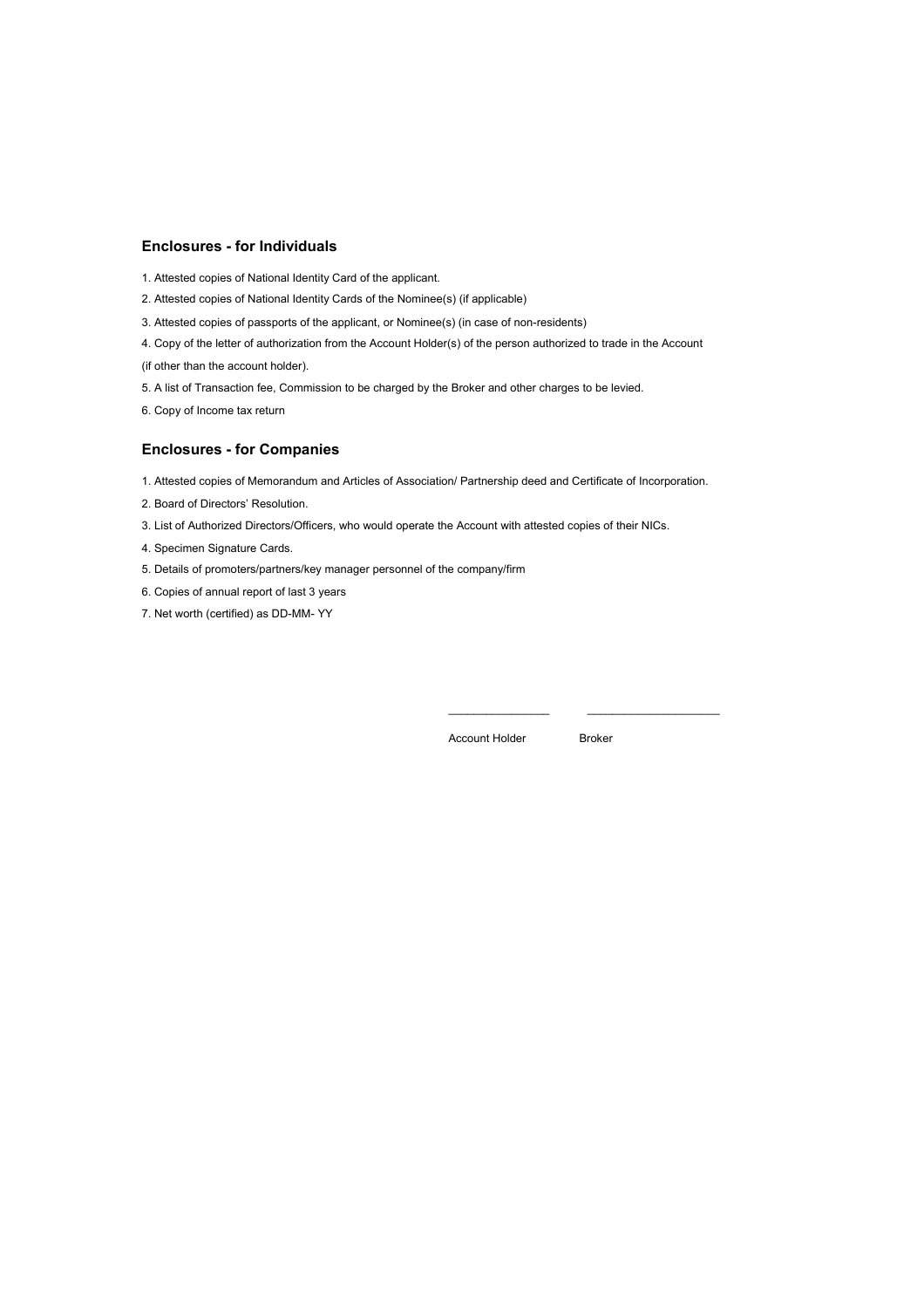### Enclosures - for Individuals

1. Attested copies of National Identity Card of the applicant.
2. Attested copies of National Identity Cards of the Nominee(s) (if applicable)
3. Attested copies of passports of the applicant, or Nominee(s) (in case of non-residents)
4. Copy of the letter of authorization from the Account Holder(s) of the person authorized to trade in the Account (if other than the account holder).
5. A list of Transaction fee, Commission to be charged by the Broker and other charges to be levied.
6. Copy of Income tax return

### Enclosures - for Companies

1. Attested copies of Memorandum and Articles of Association/ Partnership deed and Certificate of Incorporation.
2. Board of Directors' Resolution.
3. List of Authorized Directors/Officers, who would operate the Account with attested copies of their NICs.
4. Specimen Signature Cards.
5. Details of promoters/partners/key manager personnel of the company/firm
6. Copies of annual report of last 3 years
7. Net worth (certified) as DD-MM- YY

________________ ____________________

Account Holder Broker